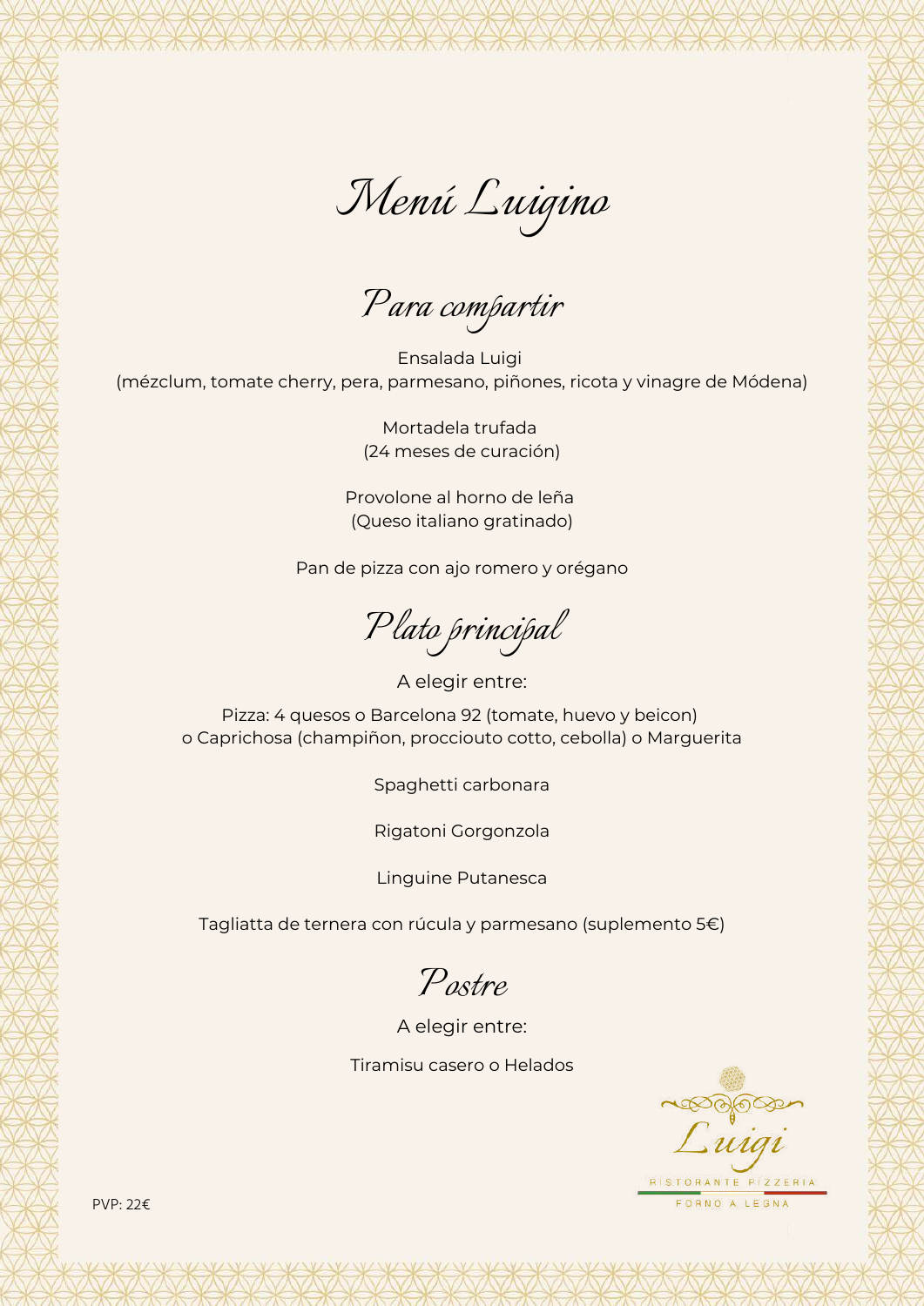# Menú Luigino

## Para compartir

Ensalada Luigi
(mézclum, tomate cherry, pera, parmesano, piñones, ricota y vinagre de Módena)

Mortadela trufada
(24 meses de curación)

Provolone al horno de leña
(Queso italiano gratinado)

Pan de pizza con ajo romero y orégano

## Plato principal

A elegir entre:

Pizza: 4 quesos o Barcelona 92 (tomate, huevo y beicon)
o Caprichosa (champiñon, proccio­uto cotto, cebolla) o Marguerita

Spaghetti carbonara

Rigatoni Gorgonzola

Linguine Putanesca

Tagliatta de ternera con rúcula y parmesano (suplemento 5€)

## Postre

A elegir entre:

Tiramisu casero o Helados

Luigi
RISTORANTE PIZZERIA
FORNO A LEGNA

PVP: 22€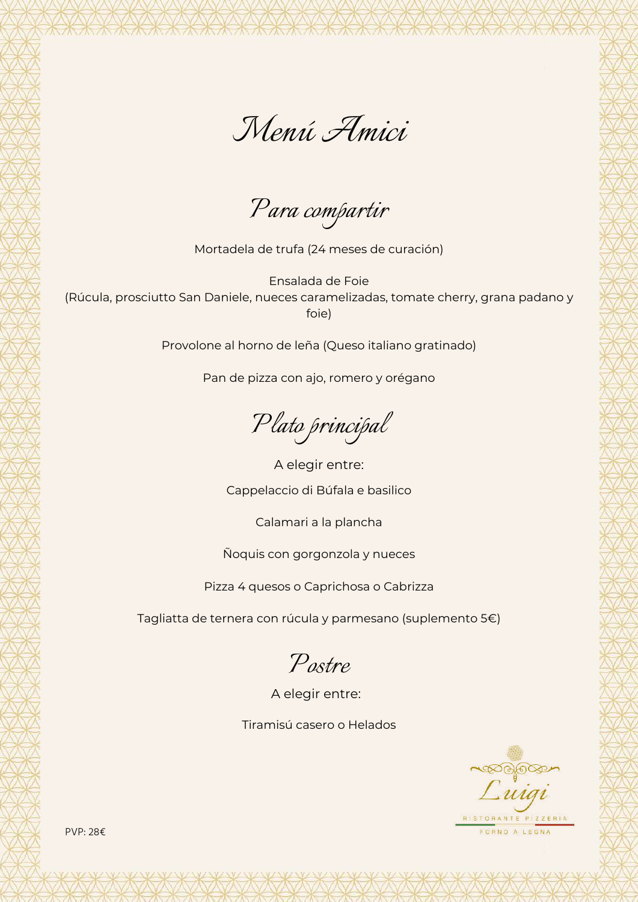# Menú Amici

## Para compartir

Mortadela de trufa (24 meses de curación)

Ensalada de Foie
(Rúcula, prosciutto San Daniele, nueces caramelizadas, tomate cherry, grana padano y foie)

Provolone al horno de leña (Queso italiano gratinado)

Pan de pizza con ajo, romero y orégano

## Plato principal

A elegir entre:

Cappelaccio di Búfala e basilico

Calamari a la plancha

Ñoquis con gorgonzola y nueces

Pizza 4 quesos o Caprichosa o Cabrizza

Tagliatta de ternera con rúcula y parmesano (suplemento 5€)

## Postre

A elegir entre:

Tiramisú casero o Helados

PVP: 28€

Luigi
RISTORANTE PIZZERIA
FORNO A LEGNA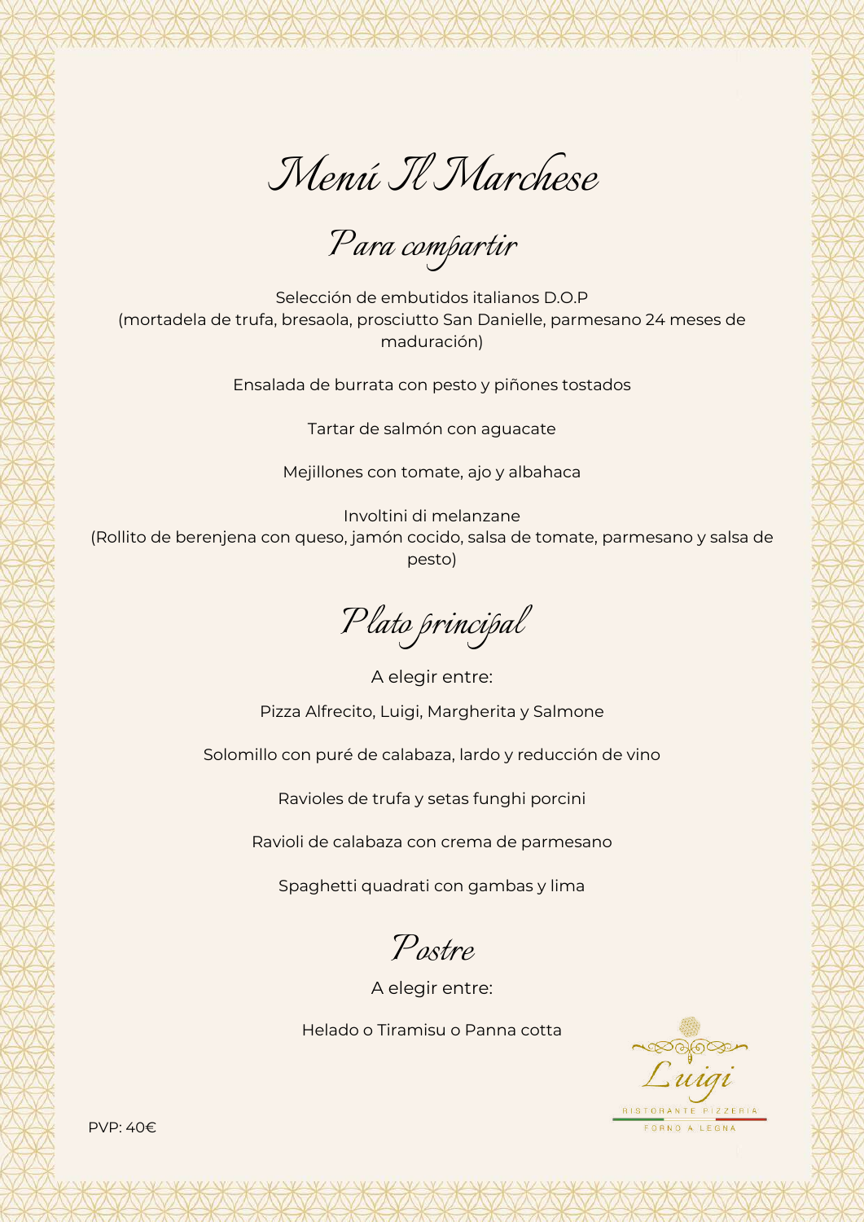# Menú Il Marchese

## Para compartir

Selección de embutidos italianos D.O.P
(mortadela de trufa, bresaola, prosciutto San Danielle, parmesano 24 meses de maduración)

Ensalada de burrata con pesto y piñones tostados

Tartar de salmón con aguacate

Mejillones con tomate, ajo y albahaca

Involtini di melanzane
(Rollito de berenjena con queso, jamón cocido, salsa de tomate, parmesano y salsa de pesto)

## Plato principal

A elegir entre:

Pizza Alfrecito, Luigi, Margherita y Salmone

Solomillo con puré de calabaza, lardo y reducción de vino

Ravioles de trufa y setas funghi porcini

Ravioli de calabaza con crema de parmesano

Spaghetti quadrati con gambas y lima

## Postre

A elegir entre:

Helado o Tiramisu o Panna cotta

Luigi
RISTORANTE PIZZERIA
FORNO A LEGNA

PVP: 40€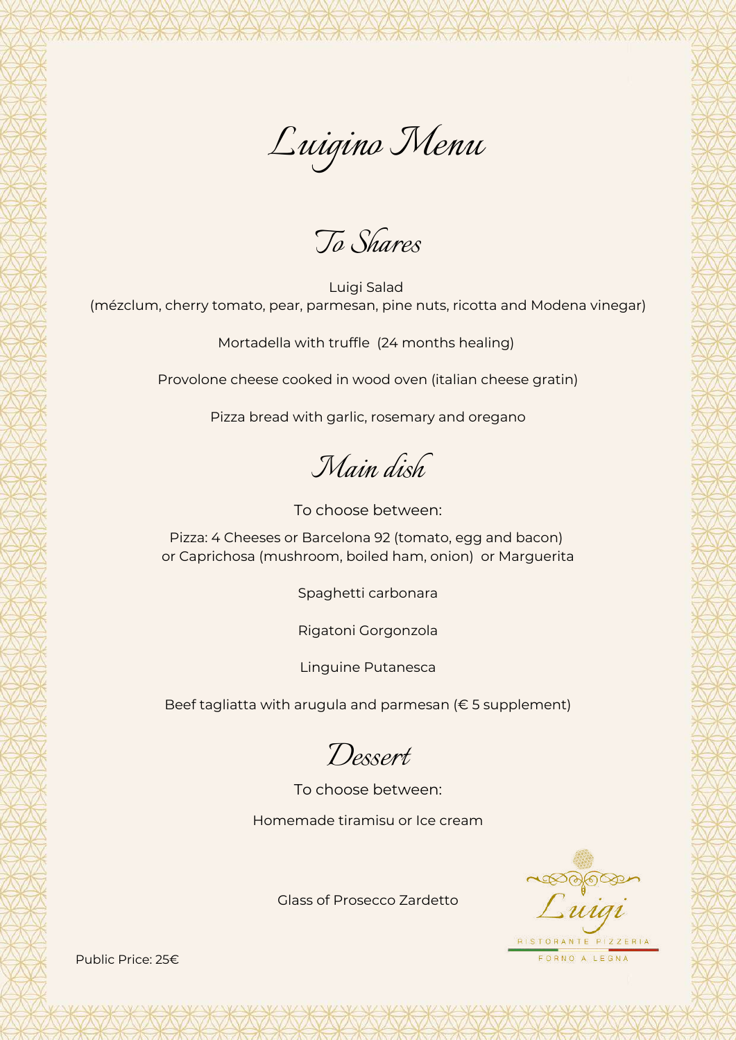# Luigino Menu

## To Shares

Luigi Salad
(mézclum, cherry tomato, pear, parmesan, pine nuts, ricotta and Modena vinegar)

Mortadella with truffle (24 months healing)

Provolone cheese cooked in wood oven (italian cheese gratin)

Pizza bread with garlic, rosemary and oregano

## Main dish

To choose between:

Pizza: 4 Cheeses or Barcelona 92 (tomato, egg and bacon)
or Caprichosa (mushroom, boiled ham, onion) or Marguerita

Spaghetti carbonara

Rigatoni Gorgonzola

Linguine Putanesca

Beef tagliatta with arugula and parmesan (€ 5 supplement)

## Dessert

To choose between:

Homemade tiramisu or Ice cream

Glass of Prosecco Zardetto

Luigi
RISTORANTE PIZZERIA
FORNO A LEGNA

Public Price: 25€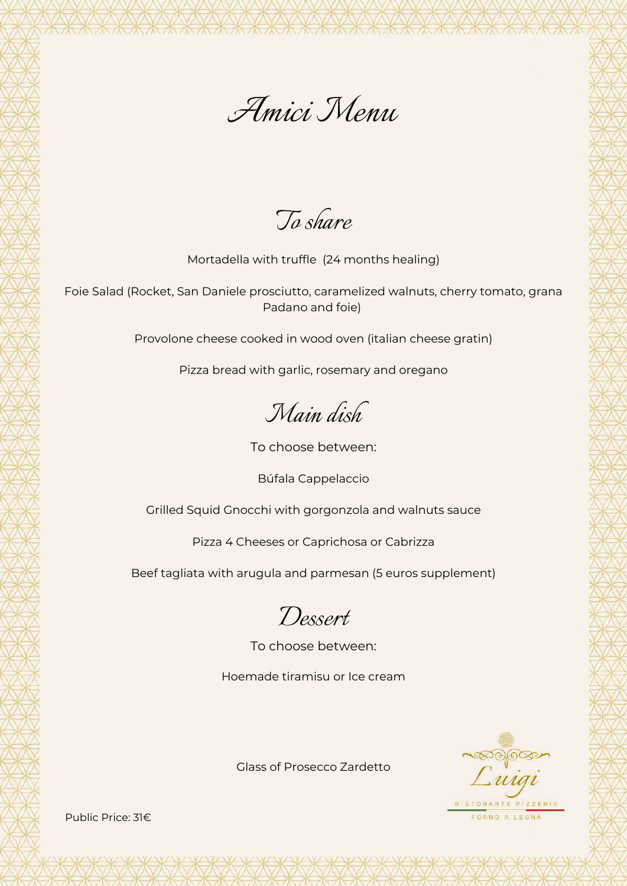# Amici Menu

## To share

Mortadella with truffle (24 months healing)

Foie Salad (Rocket, San Daniele prosciutto, caramelized walnuts, cherry tomato, grana Padano and foie)

Provolone cheese cooked in wood oven (italian cheese gratin)

Pizza bread with garlic, rosemary and oregano

## Main dish

To choose between:

Búfala Cappelaccio

Grilled Squid Gnocchi with gorgonzola and walnuts sauce

Pizza 4 Cheeses or Caprichosa or Cabrizza

Beef tagliata with arugula and parmesan (5 euros supplement)

## Dessert

To choose between:

Hoemade tiramisu or Ice cream

Glass of Prosecco Zardetto

Luigi
RISTORANTE PIZZERIA
FORNO A LEGNA

Public Price: 31€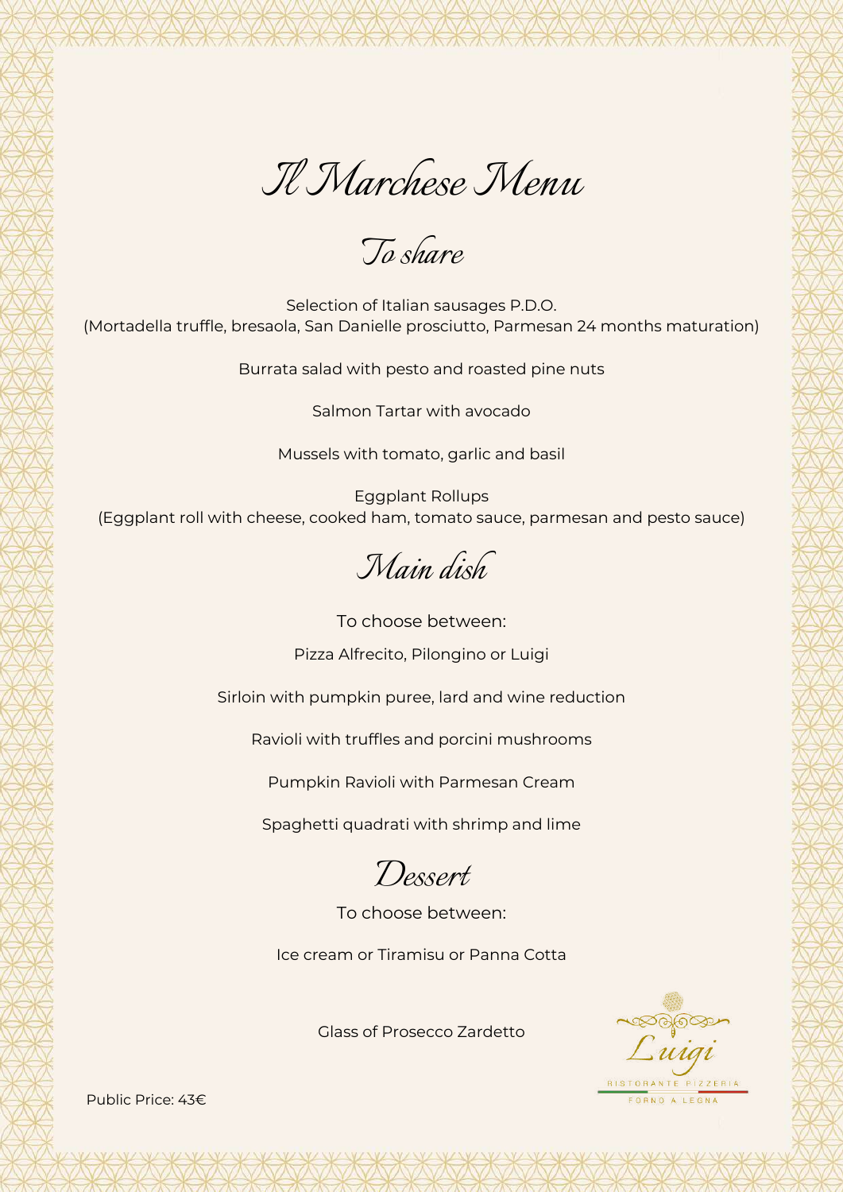# Il Marchese Menu

## To share

Selection of Italian sausages P.D.O.
(Mortadella truffle, bresaola, San Danielle prosciutto, Parmesan 24 months maturation)

Burrata salad with pesto and roasted pine nuts

Salmon Tartar with avocado

Mussels with tomato, garlic and basil

Eggplant Rollups
(Eggplant roll with cheese, cooked ham, tomato sauce, parmesan and pesto sauce)

## Main dish

To choose between:

Pizza Alfrecito, Pilongino or Luigi

Sirloin with pumpkin puree, lard and wine reduction

Ravioli with truffles and porcini mushrooms

Pumpkin Ravioli with Parmesan Cream

Spaghetti quadrati with shrimp and lime

## Dessert

To choose between:

Ice cream or Tiramisu or Panna Cotta

Glass of Prosecco Zardetto

Luigi
RISTORANTE PIZZERIA
FORNO A LEGNA

Public Price: 43€